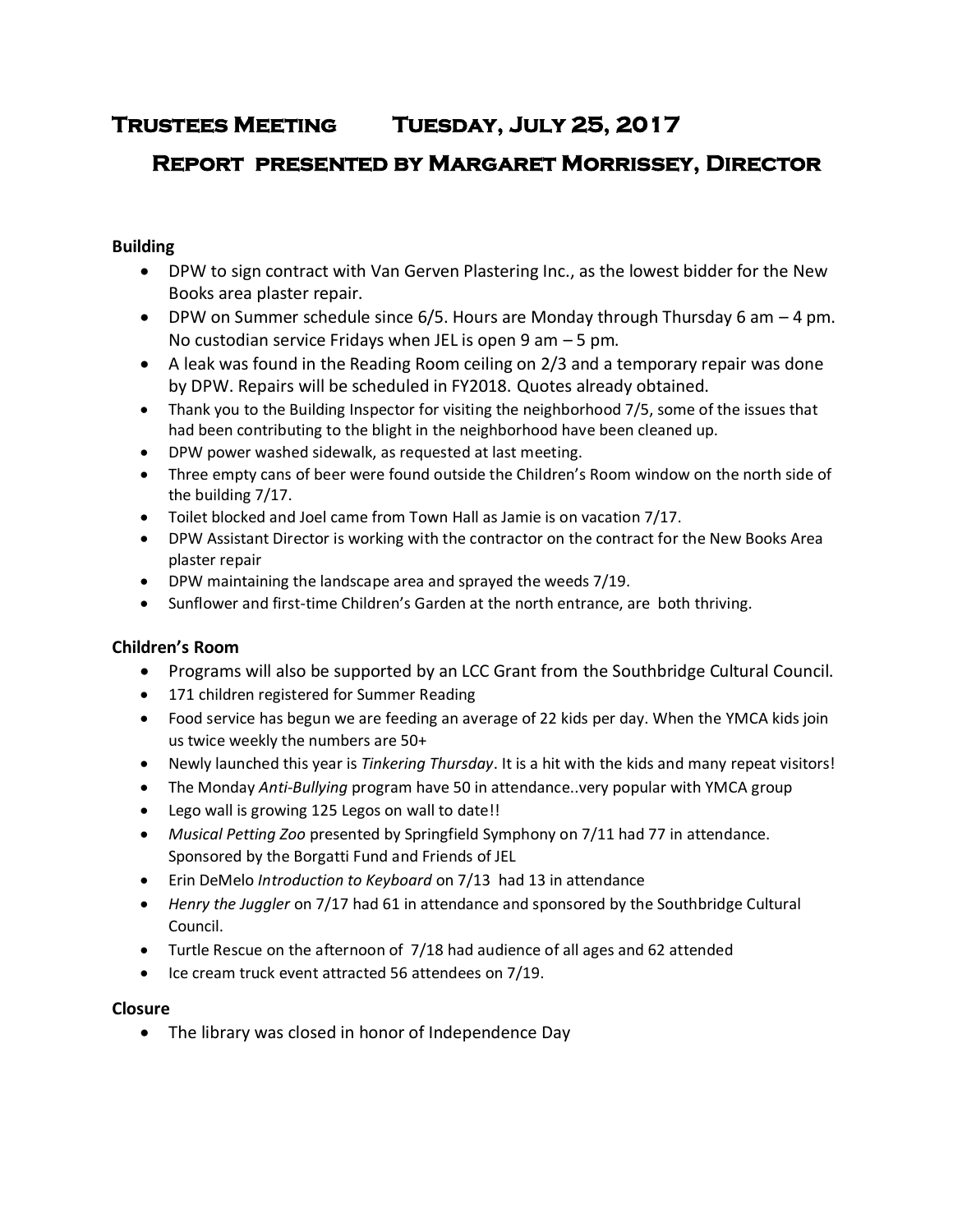# Trustees Meeting Tuesday, July 25, 2017

## Report presented by Margaret Morrissey, Director

**Building**

- DPW to sign contract with Van Gerven Plastering Inc., as the lowest bidder for the New Books area plaster repair.
- DPW on Summer schedule since 6/5. Hours are Monday through Thursday 6 am – 4 pm. No custodian service Fridays when JEL is open 9 am – 5 pm.
- A leak was found in the Reading Room ceiling on 2/3 and a temporary repair was done by DPW. Repairs will be scheduled in FY2018. Quotes already obtained.
- Thank you to the Building Inspector for visiting the neighborhood 7/5, some of the issues that had been contributing to the blight in the neighborhood have been cleaned up.
- DPW power washed sidewalk, as requested at last meeting.
- Three empty cans of beer were found outside the Children's Room window on the north side of the building 7/17.
- Toilet blocked and Joel came from Town Hall as Jamie is on vacation 7/17.
- DPW Assistant Director is working with the contractor on the contract for the New Books Area plaster repair
- DPW maintaining the landscape area and sprayed the weeds 7/19.
- Sunflower and first-time Children's Garden at the north entrance, are both thriving.

**Children's Room**

- Programs will also be supported by an LCC Grant from the Southbridge Cultural Council.
- 171 children registered for Summer Reading
- Food service has begun we are feeding an average of 22 kids per day. When the YMCA kids join us twice weekly the numbers are 50+
- Newly launched this year is *Tinkering Thursday*. It is a hit with the kids and many repeat visitors!
- The Monday *Anti-Bullying* program have 50 in attendance..very popular with YMCA group
- Lego wall is growing 125 Legos on wall to date!!
- *Musical Petting Zoo* presented by Springfield Symphony on 7/11 had 77 in attendance. Sponsored by the Borgatti Fund and Friends of JEL
- Erin DeMelo *Introduction to Keyboard* on 7/13 had 13 in attendance
- *Henry the Juggler* on 7/17 had 61 in attendance and sponsored by the Southbridge Cultural Council.
- Turtle Rescue on the afternoon of 7/18 had audience of all ages and 62 attended
- Ice cream truck event attracted 56 attendees on 7/19.

**Closure**

- The library was closed in honor of Independence Day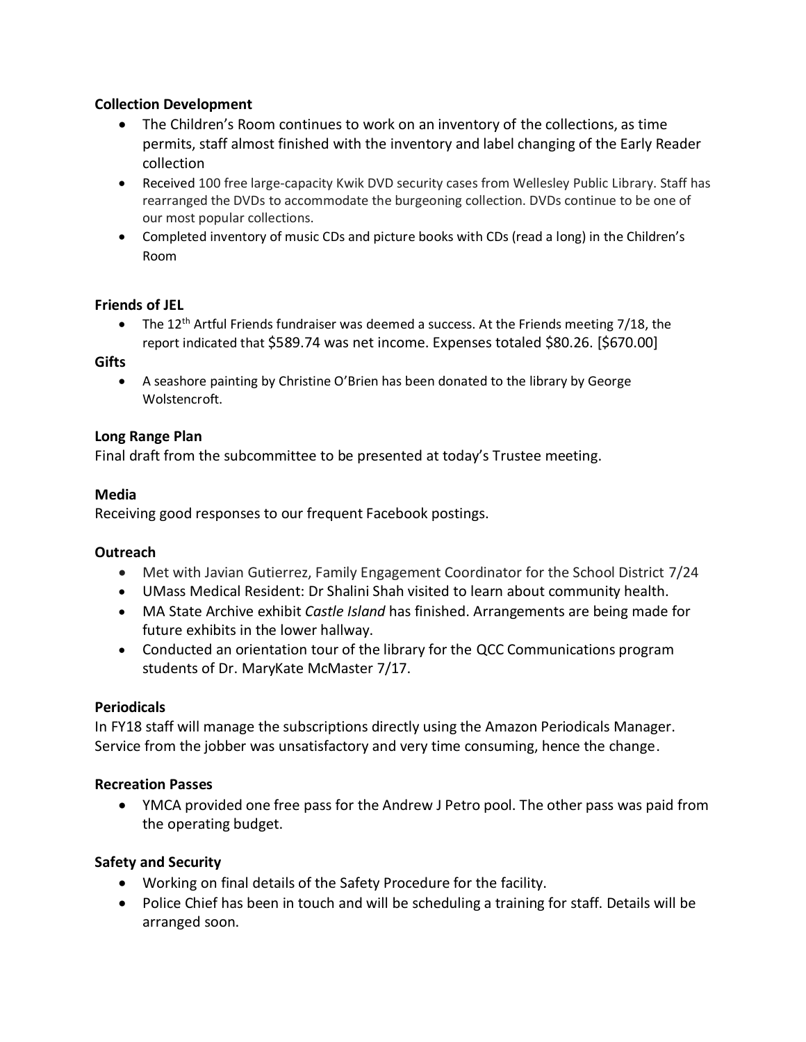**Collection Development**

- The Children's Room continues to work on an inventory of the collections, as time permits, staff almost finished with the inventory and label changing of the Early Reader collection
- Received 100 free large-capacity Kwik DVD security cases from Wellesley Public Library. Staff has rearranged the DVDs to accommodate the burgeoning collection. DVDs continue to be one of our most popular collections.
- Completed inventory of music CDs and picture books with CDs (read a long) in the Children's Room

**Friends of JEL**

- The 12th Artful Friends fundraiser was deemed a success. At the Friends meeting 7/18, the report indicated that $589.74 was net income. Expenses totaled $80.26. [$670.00]

**Gifts**

- A seashore painting by Christine O'Brien has been donated to the library by George Wolstencroft.

**Long Range Plan**

Final draft from the subcommittee to be presented at today's Trustee meeting.

**Media**

Receiving good responses to our frequent Facebook postings.

**Outreach**

- Met with Javian Gutierrez, Family Engagement Coordinator for the School District 7/24
- UMass Medical Resident: Dr Shalini Shah visited to learn about community health.
- MA State Archive exhibit *Castle Island* has finished. Arrangements are being made for future exhibits in the lower hallway.
- Conducted an orientation tour of the library for the QCC Communications program students of Dr. MaryKate McMaster 7/17.

**Periodicals**

In FY18 staff will manage the subscriptions directly using the Amazon Periodicals Manager. Service from the jobber was unsatisfactory and very time consuming, hence the change.

**Recreation Passes**

- YMCA provided one free pass for the Andrew J Petro pool. The other pass was paid from the operating budget.

**Safety and Security**

- Working on final details of the Safety Procedure for the facility.
- Police Chief has been in touch and will be scheduling a training for staff. Details will be arranged soon.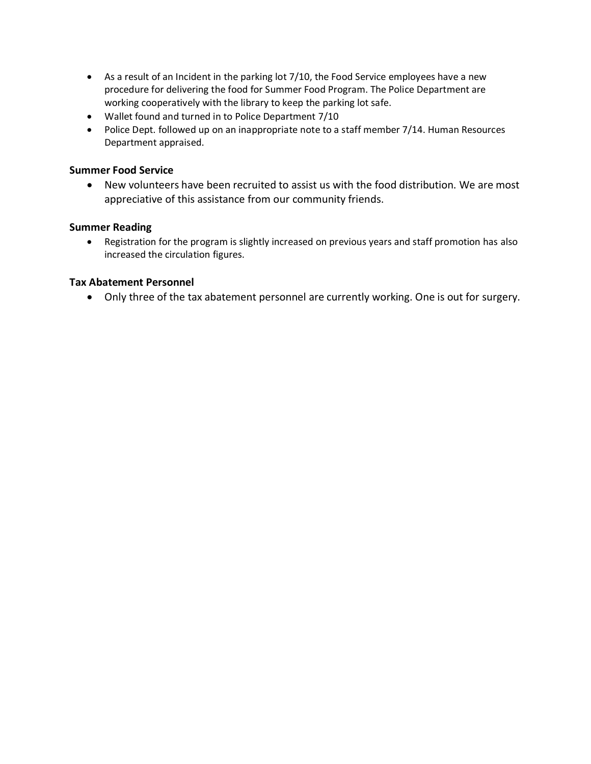- As a result of an Incident in the parking lot 7/10, the Food Service employees have a new procedure for delivering the food for Summer Food Program. The Police Department are working cooperatively with the library to keep the parking lot safe.
- Wallet found and turned in to Police Department 7/10
- Police Dept. followed up on an inappropriate note to a staff member 7/14. Human Resources Department appraised.

**Summer Food Service**

- New volunteers have been recruited to assist us with the food distribution. We are most appreciative of this assistance from our community friends.

**Summer Reading**

- Registration for the program is slightly increased on previous years and staff promotion has also increased the circulation figures.

**Tax Abatement Personnel**

- Only three of the tax abatement personnel are currently working. One is out for surgery.